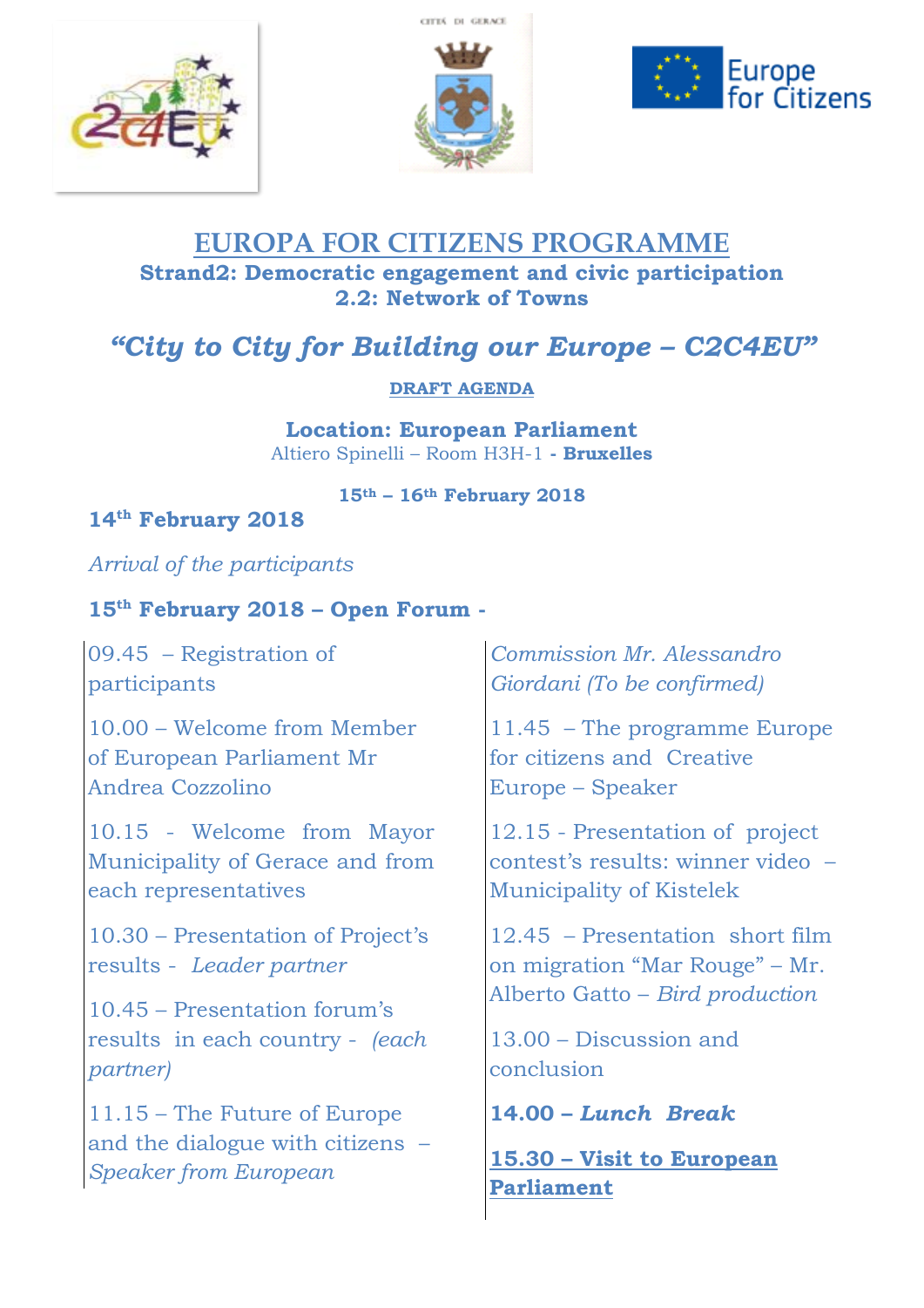# EUROPA FOR CITIZENS PROGRAMME

**Strand2: Democratic engagement and civic participation**
**2.2: Network of Towns**

## *"City to City for Building our Europe – C2C4EU"*

**DRAFT AGENDA**

**Location: European Parliament**
Altiero Spinelli – Room H3H-1 - **Bruxelles**

**15th – 16th February 2018**

### 14th February 2018

*Arrival of the participants*

### 15th February 2018 – Open Forum -

09.45 – Registration of participants

10.00 – Welcome from Member of European Parliament Mr Andrea Cozzolino

10.15 - Welcome from Mayor Municipality of Gerace and from each representatives

10.30 – Presentation of Project's results - *Leader partner*

10.45 – Presentation forum's results in each country - *(each partner)*

11.15 – The Future of Europe and the dialogue with citizens – *Speaker from European Commission Mr. Alessandro Giordani (To be confirmed)*

11.45 – The programme Europe for citizens and Creative Europe – Speaker

12.15 - Presentation of project contest's results: winner video – Municipality of Kistelek

12.45 – Presentation short film on migration "Mar Rouge" – Mr. Alberto Gatto – *Bird production*

13.00 – Discussion and conclusion

**14.00 – *Lunch Break***

**15.30 – Visit to European Parliament**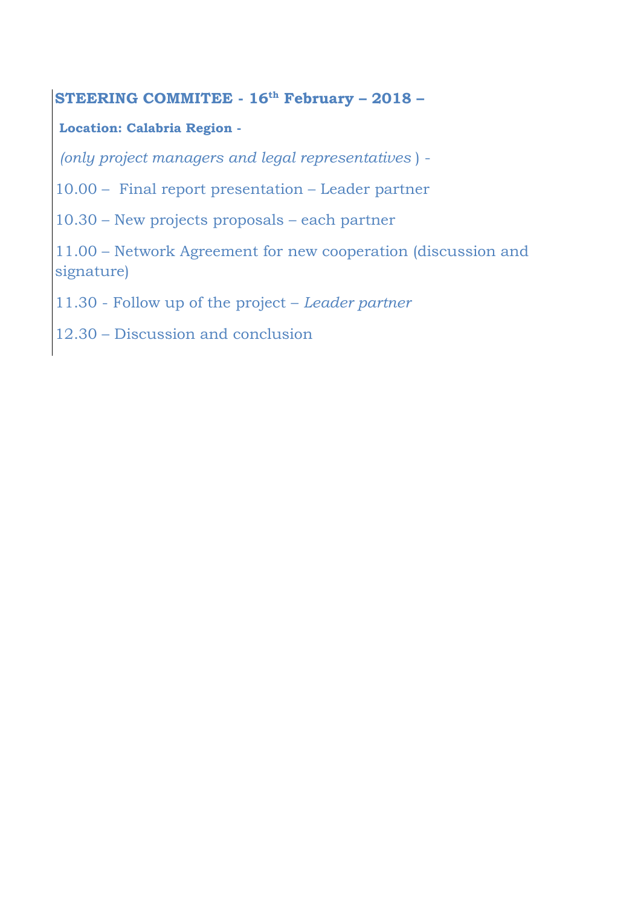**STEERING COMMITEE - 16th February – 2018 –**

**Location: Calabria Region -**

*(only project managers and legal representatives* ) -

10.00 – Final report presentation – Leader partner

10.30 – New projects proposals – each partner

11.00 – Network Agreement for new cooperation (discussion and signature)

11.30 - Follow up of the project – *Leader partner*

12.30 – Discussion and conclusion